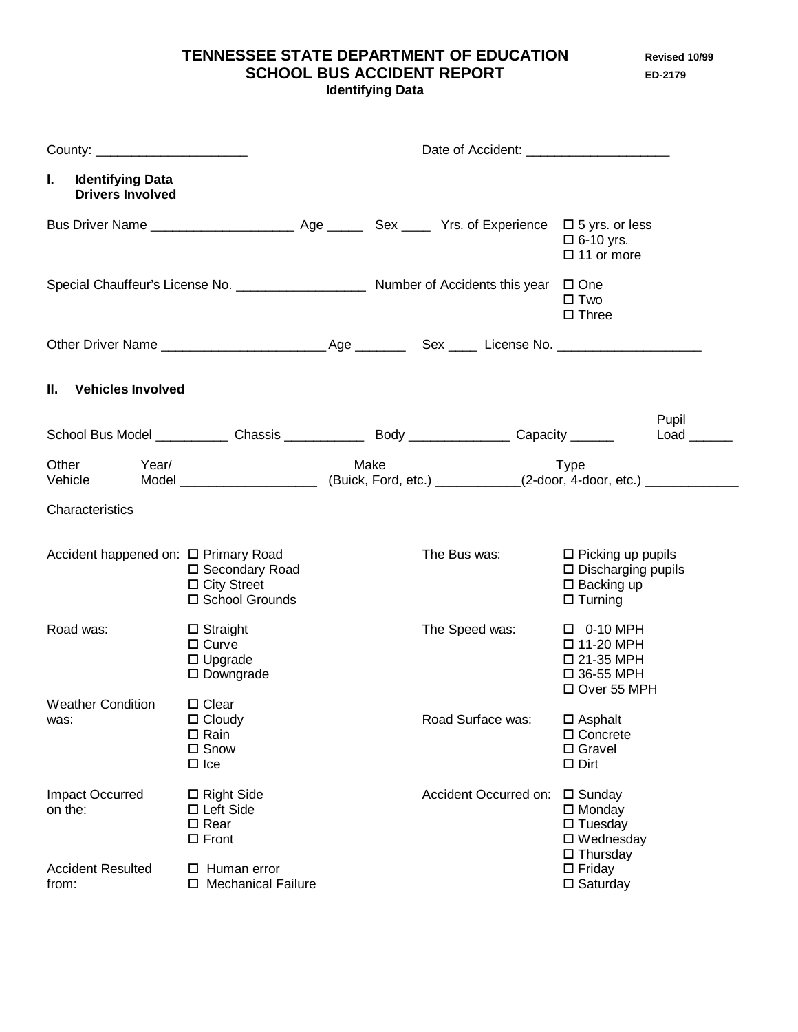# TENNESSEE STATE DEPARTMENT OF EDUCATION
## SCHOOL BUS ACCIDENT REPORT
### Identifying Data

Revised 10/99
ED-2179

County: ____________________ Date of Accident: ____________________

**I. Identifying Data**
**Drivers Involved**

Bus Driver Name ____________________ Age _____ Sex ____ Yrs. of Experience
- ☐ 5 yrs. or less
- ☐ 6-10 yrs.
- ☐ 11 or more

Special Chauffeur's License No. __________________ Number of Accidents this year
- ☐ One
- ☐ Two
- ☐ Three

Other Driver Name ______________________ Age _______ Sex ____ License No. ____________________

**II. Vehicles Involved**

School Bus Model __________ Chassis ___________ Body ______________ Capacity ______ Pupil Load ______

Other Vehicle Year/Model ___________________ Make (Buick, Ford, etc.) ____________ Type (2-door, 4-door, etc.) _____________

Characteristics

Accident happened on:
- ☐ Primary Road
- ☐ Secondary Road
- ☐ City Street
- ☐ School Grounds

The Bus was:
- ☐ Picking up pupils
- ☐ Discharging pupils
- ☐ Backing up
- ☐ Turning

Road was:
- ☐ Straight
- ☐ Curve
- ☐ Upgrade
- ☐ Downgrade

The Speed was:
- ☐ 0-10 MPH
- ☐ 11-20 MPH
- ☐ 21-35 MPH
- ☐ 36-55 MPH
- ☐ Over 55 MPH

Weather Condition was:
- ☐ Clear
- ☐ Cloudy
- ☐ Rain
- ☐ Snow
- ☐ Ice

Road Surface was:
- ☐ Asphalt
- ☐ Concrete
- ☐ Gravel
- ☐ Dirt

Impact Occurred on the:
- ☐ Right Side
- ☐ Left Side
- ☐ Rear
- ☐ Front

Accident Occurred on:
- ☐ Sunday
- ☐ Monday
- ☐ Tuesday
- ☐ Wednesday
- ☐ Thursday
- ☐ Friday
- ☐ Saturday

Accident Resulted from:
- ☐ Human error
- ☐ Mechanical Failure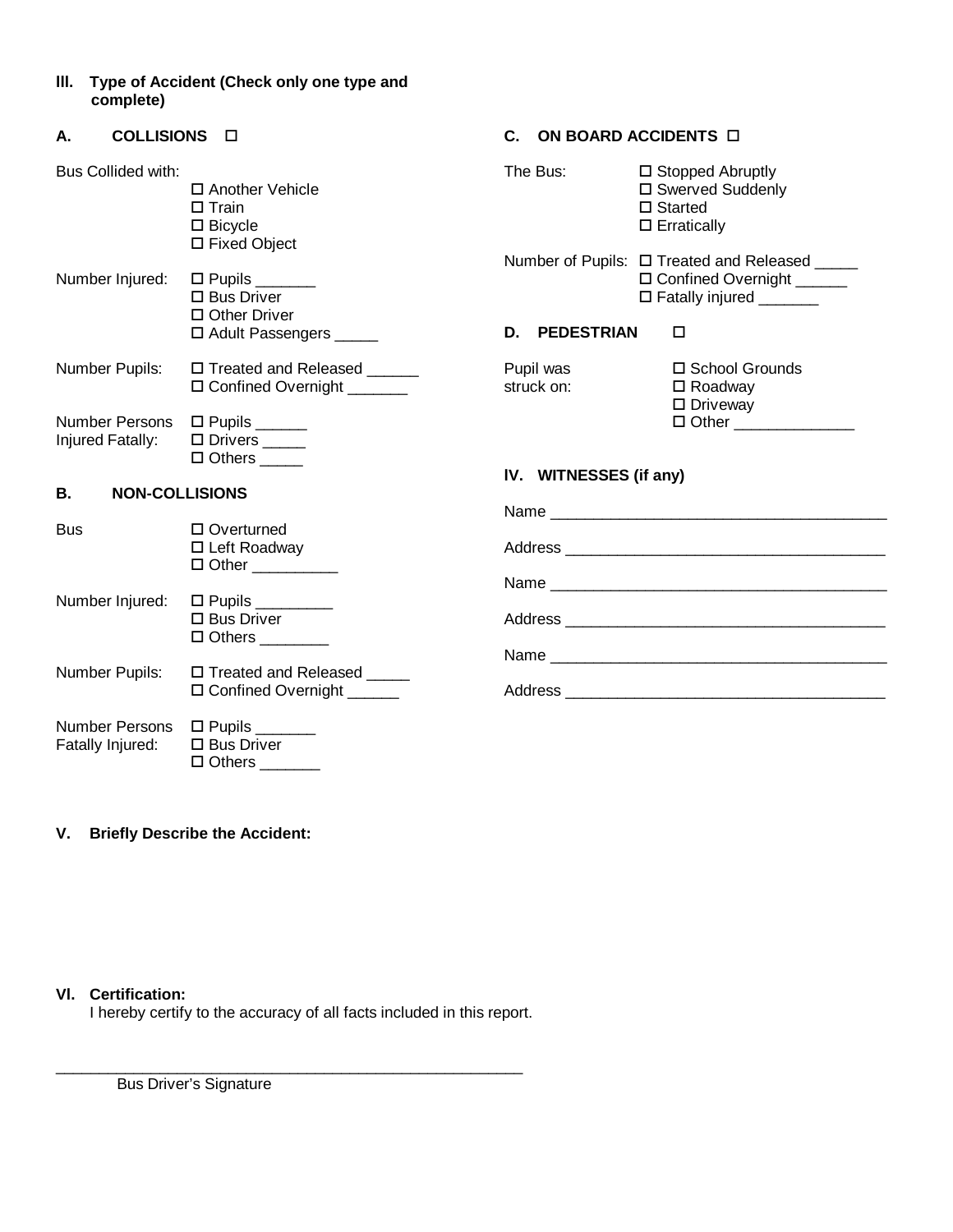## III. Type of Accident (Check only one type and complete)

### A. COLLISIONS ☐

Bus Collided with:
- ☐ Another Vehicle
- ☐ Train
- ☐ Bicycle
- ☐ Fixed Object

Number Injured:
- ☐ Pupils _______
- ☐ Bus Driver
- ☐ Other Driver
- ☐ Adult Passengers _____

Number Pupils:
- ☐ Treated and Released ______
- ☐ Confined Overnight _______

Number Persons Injured Fatally:
- ☐ Pupils ______
- ☐ Drivers _____
- ☐ Others _____

### B. NON-COLLISIONS

Bus
- ☐ Overturned
- ☐ Left Roadway
- ☐ Other __________

Number Injured:
- ☐ Pupils _________
- ☐ Bus Driver
- ☐ Others ________

Number Pupils:
- ☐ Treated and Released _____
- ☐ Confined Overnight ______

Number Persons Fatally Injured:
- ☐ Pupils _______
- ☐ Bus Driver
- ☐ Others _______

### C. ON BOARD ACCIDENTS ☐

The Bus:
- ☐ Stopped Abruptly
- ☐ Swerved Suddenly
- ☐ Started
- ☐ Erratically

Number of Pupils:
- ☐ Treated and Released _____
- ☐ Confined Overnight ______
- ☐ Fatally injured _______

### D. PEDESTRIAN ☐

Pupil was struck on:
- ☐ School Grounds
- ☐ Roadway
- ☐ Driveway
- ☐ Other ______________

## IV. WITNESSES (if any)

Name ________________________________________

Address _____________________________________

Name ________________________________________

Address _____________________________________

Name ________________________________________

Address _____________________________________

## V. Briefly Describe the Accident:

## VI. Certification:

I hereby certify to the accuracy of all facts included in this report.

_______________________________________________________

Bus Driver's Signature